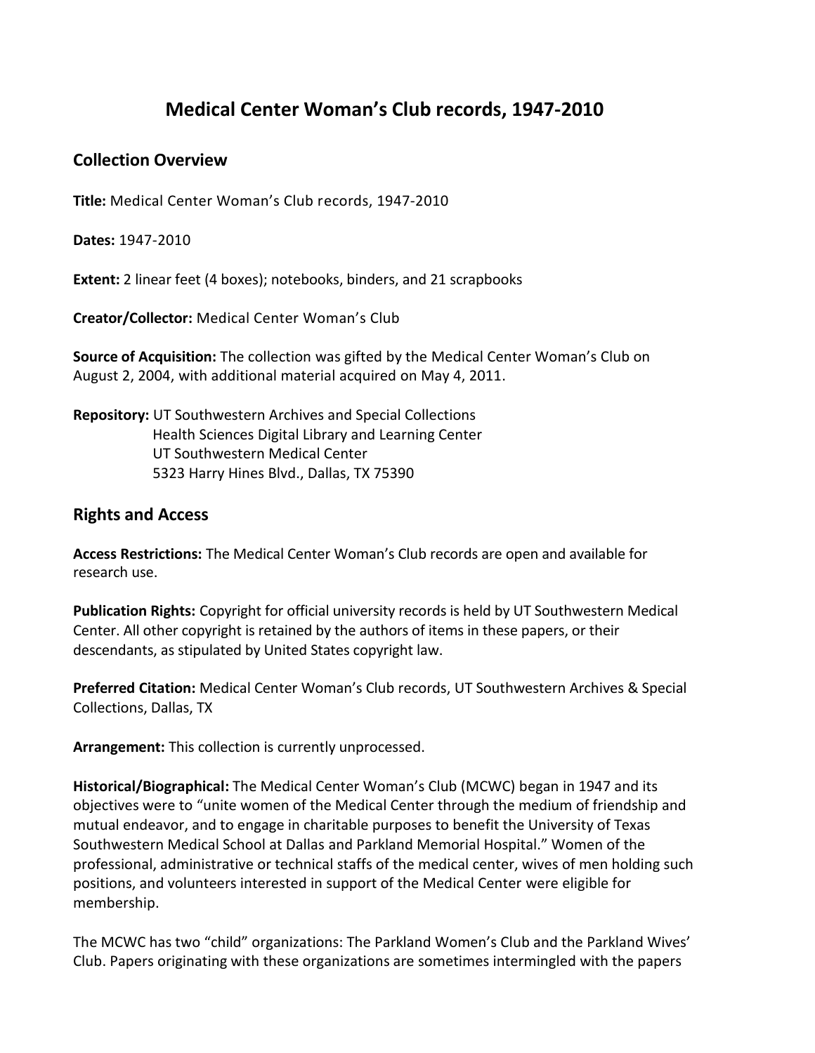# Medical Center Woman's Club records, 1947-2010

## Collection Overview

**Title:** Medical Center Woman's Club records, 1947-2010

**Dates:** 1947-2010

**Extent:** 2 linear feet (4 boxes); notebooks, binders, and 21 scrapbooks

**Creator/Collector:** Medical Center Woman's Club

**Source of Acquisition:** The collection was gifted by the Medical Center Woman's Club on August 2, 2004, with additional material acquired on May 4, 2011.

**Repository:** UT Southwestern Archives and Special Collections
Health Sciences Digital Library and Learning Center
UT Southwestern Medical Center
5323 Harry Hines Blvd., Dallas, TX 75390

## Rights and Access

**Access Restrictions:** The Medical Center Woman's Club records are open and available for research use.

**Publication Rights:** Copyright for official university records is held by UT Southwestern Medical Center. All other copyright is retained by the authors of items in these papers, or their descendants, as stipulated by United States copyright law.

**Preferred Citation:** Medical Center Woman's Club records, UT Southwestern Archives & Special Collections, Dallas, TX

**Arrangement:** This collection is currently unprocessed.

**Historical/Biographical:** The Medical Center Woman's Club (MCWC) began in 1947 and its objectives were to "unite women of the Medical Center through the medium of friendship and mutual endeavor, and to engage in charitable purposes to benefit the University of Texas Southwestern Medical School at Dallas and Parkland Memorial Hospital." Women of the professional, administrative or technical staffs of the medical center, wives of men holding such positions, and volunteers interested in support of the Medical Center were eligible for membership.

The MCWC has two "child" organizations: The Parkland Women's Club and the Parkland Wives' Club. Papers originating with these organizations are sometimes intermingled with the papers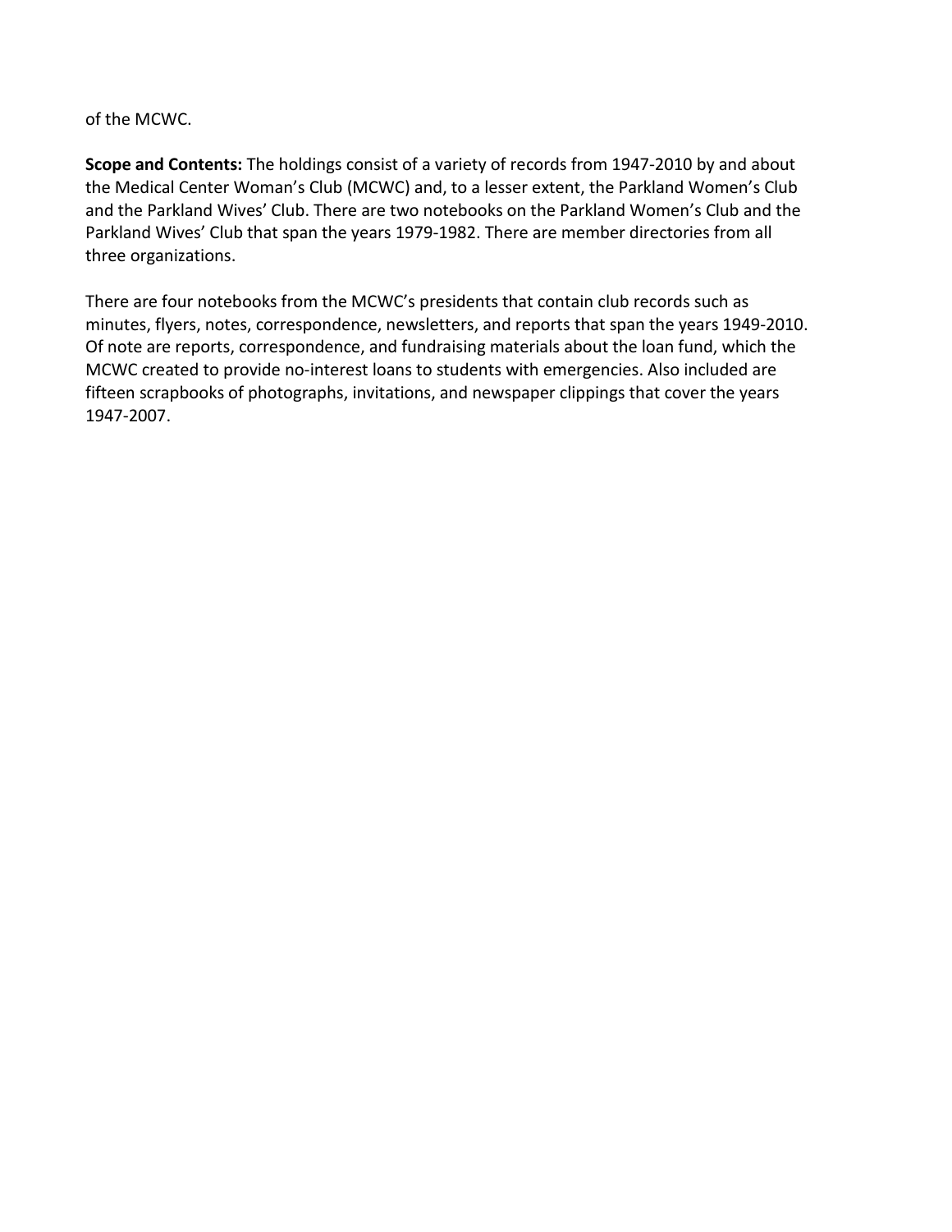of the MCWC.

**Scope and Contents:** The holdings consist of a variety of records from 1947-2010 by and about the Medical Center Woman's Club (MCWC) and, to a lesser extent, the Parkland Women's Club and the Parkland Wives' Club. There are two notebooks on the Parkland Women's Club and the Parkland Wives' Club that span the years 1979-1982. There are member directories from all three organizations.

There are four notebooks from the MCWC's presidents that contain club records such as minutes, flyers, notes, correspondence, newsletters, and reports that span the years 1949-2010. Of note are reports, correspondence, and fundraising materials about the loan fund, which the MCWC created to provide no-interest loans to students with emergencies. Also included are fifteen scrapbooks of photographs, invitations, and newspaper clippings that cover the years 1947-2007.